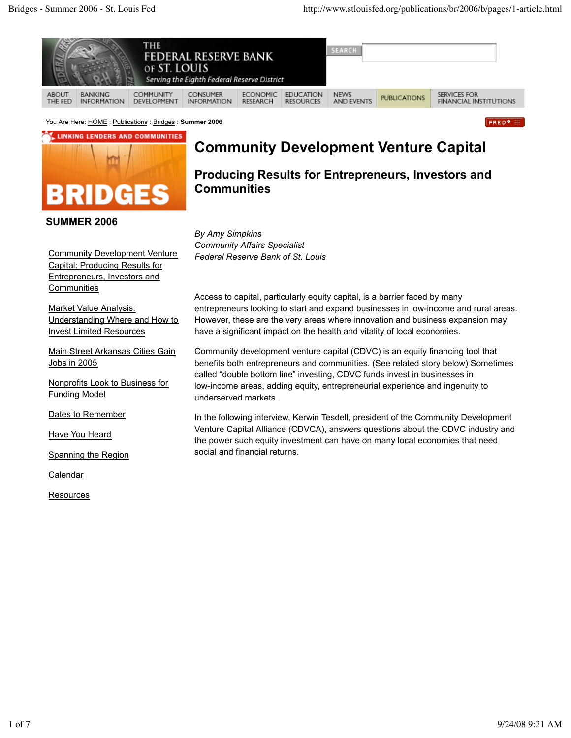You Are Here: HOME : Publications : Bridges : **Summer 2006**

LINKING LENDERS AND COMMUNITIES

BRIDGES

**SUMMER 2006**

- Community Development Venture Capital: Producing Results for Entrepreneurs, Investors and Communities
- Market Value Analysis: Understanding Where and How to Invest Limited Resources
- Main Street Arkansas Cities Gain Jobs in 2005
- Nonprofits Look to Business for Funding Model
- Dates to Remember
- Have You Heard
- Spanning the Region
- Calendar
- Resources

# Community Development Venture Capital

## Producing Results for Entrepreneurs, Investors and Communities

*By Amy Simpkins*
*Community Affairs Specialist*
*Federal Reserve Bank of St. Louis*

Access to capital, particularly equity capital, is a barrier faced by many entrepreneurs looking to start and expand businesses in low-income and rural areas. However, these are the very areas where innovation and business expansion may have a significant impact on the health and vitality of local economies.

Community development venture capital (CDVC) is an equity financing tool that benefits both entrepreneurs and communities. (See related story below) Sometimes called "double bottom line" investing, CDVC funds invest in businesses in low-income areas, adding equity, entrepreneurial experience and ingenuity to underserved markets.

In the following interview, Kerwin Tesdell, president of the Community Development Venture Capital Alliance (CDVCA), answers questions about the CDVC industry and the power such equity investment can have on many local economies that need social and financial returns.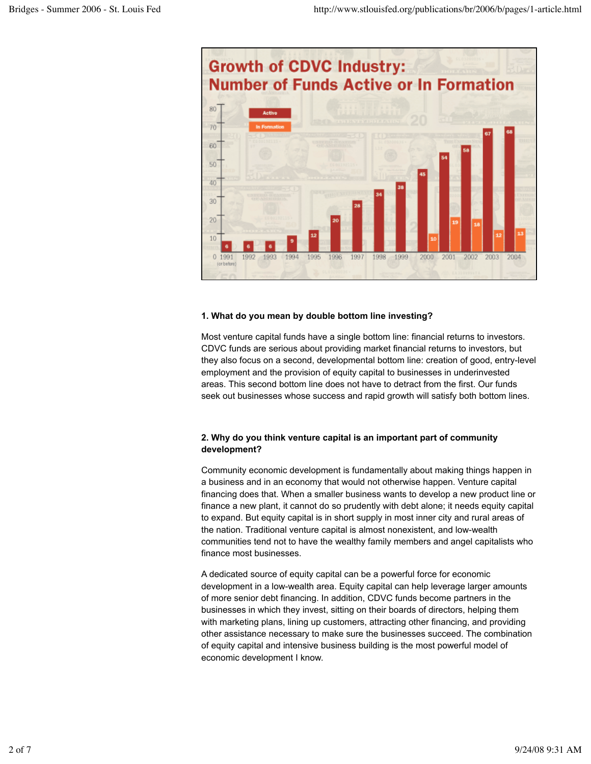## Growth of CDVC Industry: Number of Funds Active or In Formation

| Year | Active | In Formation |
| --- | --- | --- |
| 1991 (or before) | 6 | |
| 1992 | 6 | |
| 1993 | 6 | |
| 1994 | 9 | |
| 1995 | 12 | |
| 1996 | 20 | |
| 1997 | 28 | |
| 1998 | 34 | |
| 1999 | 38 | |
| 2000 | 45 | 10 |
| 2001 | 54 | 19 |
| 2002 | 58 | 18 |
| 2003 | 67 | 12 |
| 2004 | 68 | 13 |

**1. What do you mean by double bottom line investing?**

Most venture capital funds have a single bottom line: financial returns to investors. CDVC funds are serious about providing market financial returns to investors, but they also focus on a second, developmental bottom line: creation of good, entry-level employment and the provision of equity capital to businesses in underinvested areas. This second bottom line does not have to detract from the first. Our funds seek out businesses whose success and rapid growth will satisfy both bottom lines.

**2. Why do you think venture capital is an important part of community development?**

Community economic development is fundamentally about making things happen in a business and in an economy that would not otherwise happen. Venture capital financing does that. When a smaller business wants to develop a new product line or finance a new plant, it cannot do so prudently with debt alone; it needs equity capital to expand. But equity capital is in short supply in most inner city and rural areas of the nation. Traditional venture capital is almost nonexistent, and low-wealth communities tend not to have the wealthy family members and angel capitalists who finance most businesses.

A dedicated source of equity capital can be a powerful force for economic development in a low-wealth area. Equity capital can help leverage larger amounts of more senior debt financing. In addition, CDVC funds become partners in the businesses in which they invest, sitting on their boards of directors, helping them with marketing plans, lining up customers, attracting other financing, and providing other assistance necessary to make sure the businesses succeed. The combination of equity capital and intensive business building is the most powerful model of economic development I know.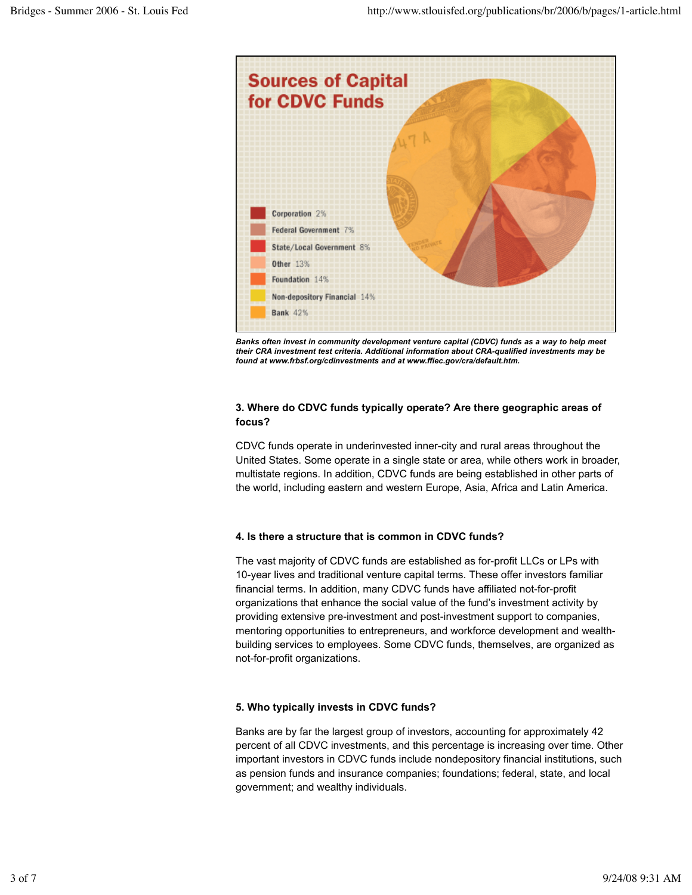## Sources of Capital for CDVC Funds

- Corporation 2%
- Federal Government 7%
- State/Local Government 8%
- Other 13%
- Foundation 14%
- Non-depository Financial 14%
- Bank 42%

*Banks often invest in community development venture capital (CDVC) funds as a way to help meet their CRA investment test criteria. Additional information about CRA-qualified investments may be found at www.frbsf.org/cdinvestments and at www.ffiec.gov/cra/default.htm.*

**3. Where do CDVC funds typically operate? Are there geographic areas of focus?**

CDVC funds operate in underinvested inner-city and rural areas throughout the United States. Some operate in a single state or area, while others work in broader, multistate regions. In addition, CDVC funds are being established in other parts of the world, including eastern and western Europe, Asia, Africa and Latin America.

**4. Is there a structure that is common in CDVC funds?**

The vast majority of CDVC funds are established as for-profit LLCs or LPs with 10-year lives and traditional venture capital terms. These offer investors familiar financial terms. In addition, many CDVC funds have affiliated not-for-profit organizations that enhance the social value of the fund's investment activity by providing extensive pre-investment and post-investment support to companies, mentoring opportunities to entrepreneurs, and workforce development and wealth-building services to employees. Some CDVC funds, themselves, are organized as not-for-profit organizations.

**5. Who typically invests in CDVC funds?**

Banks are by far the largest group of investors, accounting for approximately 42 percent of all CDVC investments, and this percentage is increasing over time. Other important investors in CDVC funds include nondepository financial institutions, such as pension funds and insurance companies; foundations; federal, state, and local government; and wealthy individuals.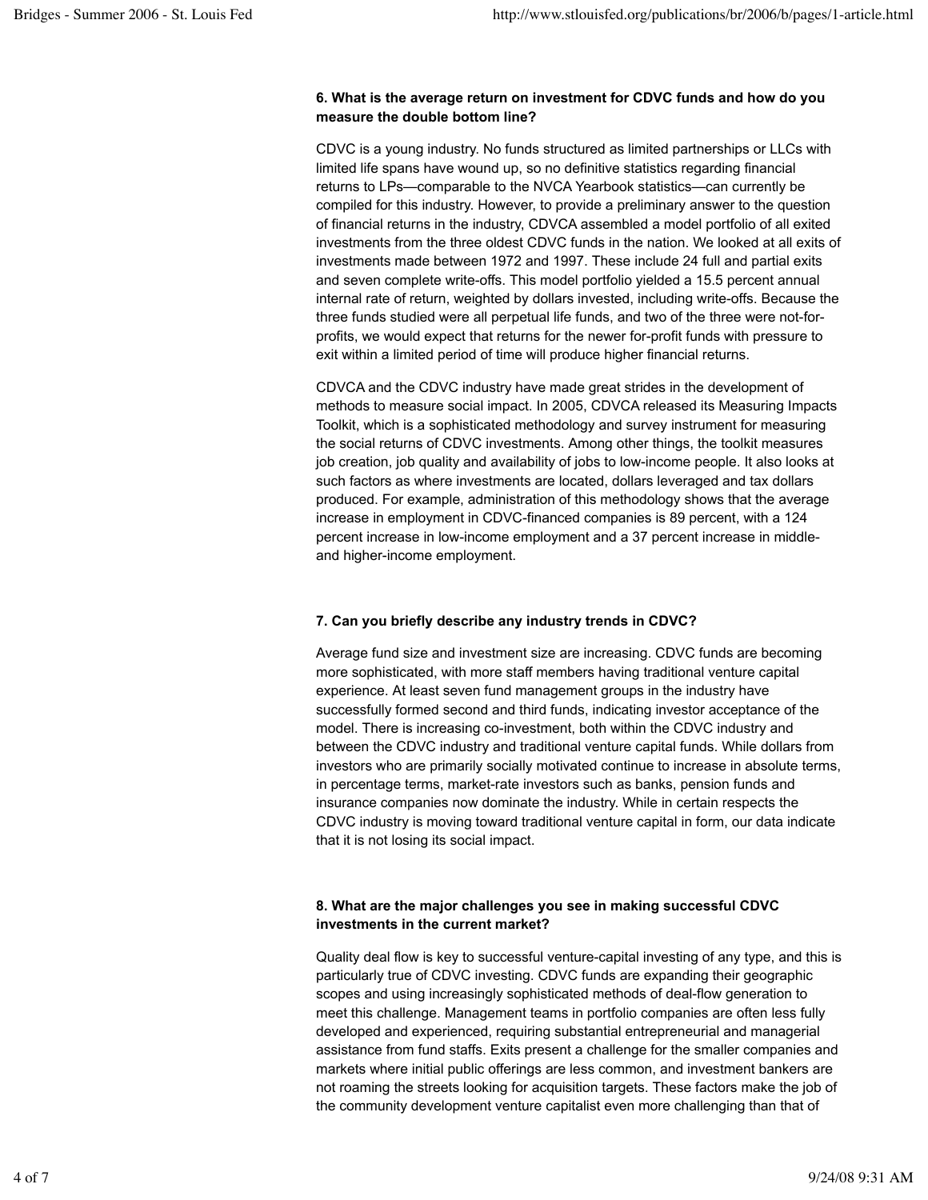**6. What is the average return on investment for CDVC funds and how do you measure the double bottom line?**

CDVC is a young industry. No funds structured as limited partnerships or LLCs with limited life spans have wound up, so no definitive statistics regarding financial returns to LPs—comparable to the NVCA Yearbook statistics—can currently be compiled for this industry. However, to provide a preliminary answer to the question of financial returns in the industry, CDVCA assembled a model portfolio of all exited investments from the three oldest CDVC funds in the nation. We looked at all exits of investments made between 1972 and 1997. These include 24 full and partial exits and seven complete write-offs. This model portfolio yielded a 15.5 percent annual internal rate of return, weighted by dollars invested, including write-offs. Because the three funds studied were all perpetual life funds, and two of the three were not-for-profits, we would expect that returns for the newer for-profit funds with pressure to exit within a limited period of time will produce higher financial returns.

CDVCA and the CDVC industry have made great strides in the development of methods to measure social impact. In 2005, CDVCA released its Measuring Impacts Toolkit, which is a sophisticated methodology and survey instrument for measuring the social returns of CDVC investments. Among other things, the toolkit measures job creation, job quality and availability of jobs to low-income people. It also looks at such factors as where investments are located, dollars leveraged and tax dollars produced. For example, administration of this methodology shows that the average increase in employment in CDVC-financed companies is 89 percent, with a 124 percent increase in low-income employment and a 37 percent increase in middle- and higher-income employment.

**7. Can you briefly describe any industry trends in CDVC?**

Average fund size and investment size are increasing. CDVC funds are becoming more sophisticated, with more staff members having traditional venture capital experience. At least seven fund management groups in the industry have successfully formed second and third funds, indicating investor acceptance of the model. There is increasing co-investment, both within the CDVC industry and between the CDVC industry and traditional venture capital funds. While dollars from investors who are primarily socially motivated continue to increase in absolute terms, in percentage terms, market-rate investors such as banks, pension funds and insurance companies now dominate the industry. While in certain respects the CDVC industry is moving toward traditional venture capital in form, our data indicate that it is not losing its social impact.

**8. What are the major challenges you see in making successful CDVC investments in the current market?**

Quality deal flow is key to successful venture-capital investing of any type, and this is particularly true of CDVC investing. CDVC funds are expanding their geographic scopes and using increasingly sophisticated methods of deal-flow generation to meet this challenge. Management teams in portfolio companies are often less fully developed and experienced, requiring substantial entrepreneurial and managerial assistance from fund staffs. Exits present a challenge for the smaller companies and markets where initial public offerings are less common, and investment bankers are not roaming the streets looking for acquisition targets. These factors make the job of the community development venture capitalist even more challenging than that of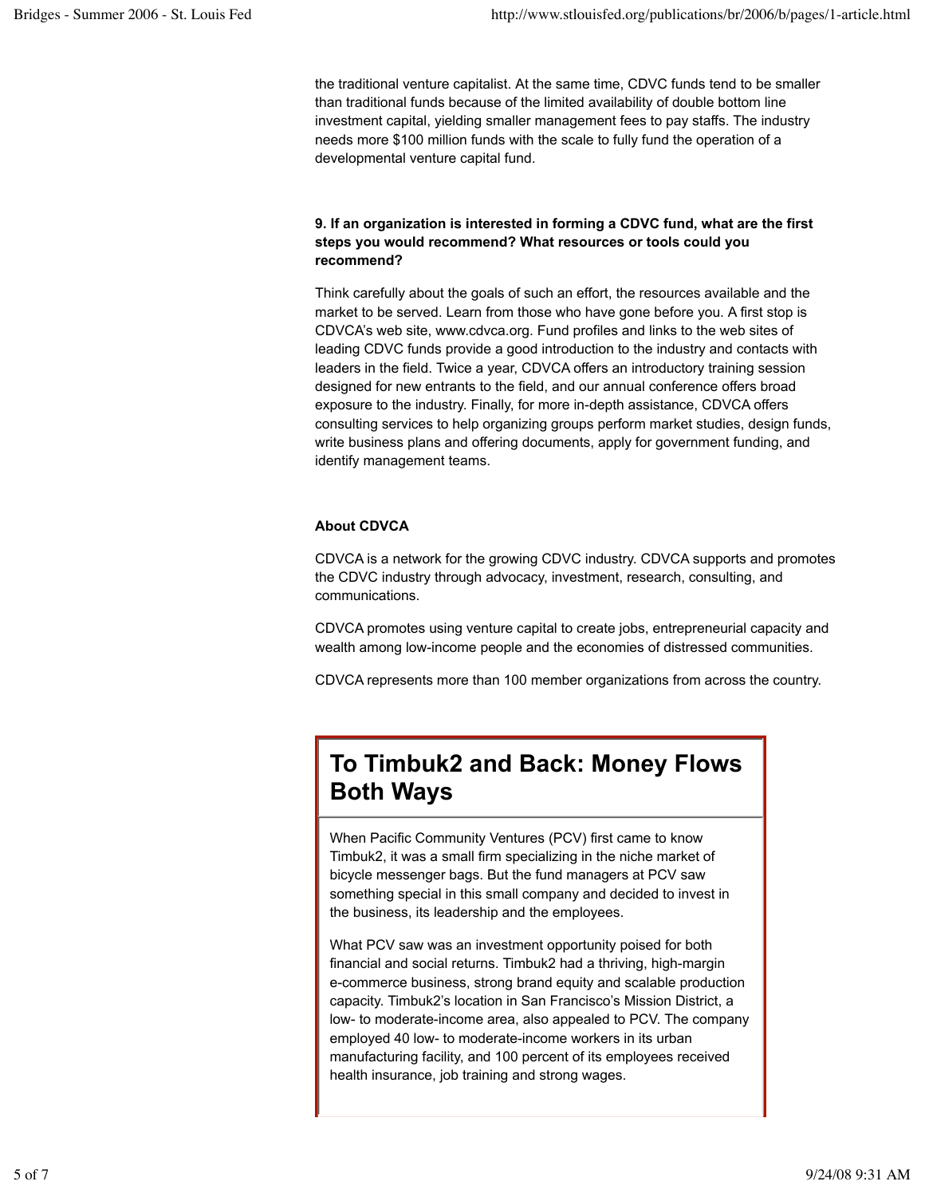the traditional venture capitalist. At the same time, CDVC funds tend to be smaller than traditional funds because of the limited availability of double bottom line investment capital, yielding smaller management fees to pay staffs. The industry needs more $100 million funds with the scale to fully fund the operation of a developmental venture capital fund.

**9. If an organization is interested in forming a CDVC fund, what are the first steps you would recommend? What resources or tools could you recommend?**

Think carefully about the goals of such an effort, the resources available and the market to be served. Learn from those who have gone before you. A first stop is CDVCA's web site, www.cdvca.org. Fund profiles and links to the web sites of leading CDVC funds provide a good introduction to the industry and contacts with leaders in the field. Twice a year, CDVCA offers an introductory training session designed for new entrants to the field, and our annual conference offers broad exposure to the industry. Finally, for more in-depth assistance, CDVCA offers consulting services to help organizing groups perform market studies, design funds, write business plans and offering documents, apply for government funding, and identify management teams.

**About CDVCA**

CDVCA is a network for the growing CDVC industry. CDVCA supports and promotes the CDVC industry through advocacy, investment, research, consulting, and communications.

CDVCA promotes using venture capital to create jobs, entrepreneurial capacity and wealth among low-income people and the economies of distressed communities.

CDVCA represents more than 100 member organizations from across the country.

## To Timbuk2 and Back: Money Flows Both Ways

When Pacific Community Ventures (PCV) first came to know Timbuk2, it was a small firm specializing in the niche market of bicycle messenger bags. But the fund managers at PCV saw something special in this small company and decided to invest in the business, its leadership and the employees.

What PCV saw was an investment opportunity poised for both financial and social returns. Timbuk2 had a thriving, high-margin e-commerce business, strong brand equity and scalable production capacity. Timbuk2's location in San Francisco's Mission District, a low- to moderate-income area, also appealed to PCV. The company employed 40 low- to moderate-income workers in its urban manufacturing facility, and 100 percent of its employees received health insurance, job training and strong wages.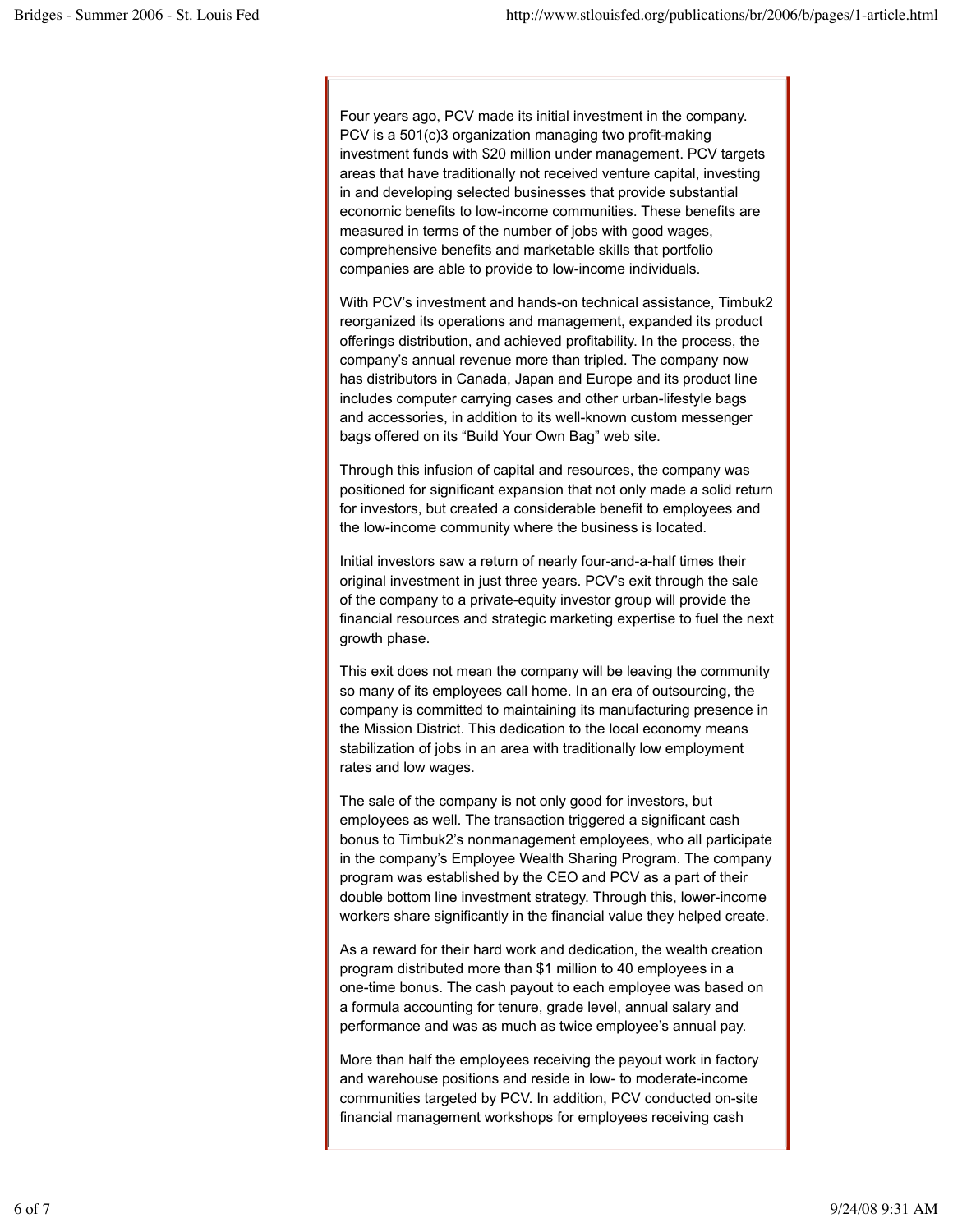Four years ago, PCV made its initial investment in the company. PCV is a 501(c)3 organization managing two profit-making investment funds with $20 million under management. PCV targets areas that have traditionally not received venture capital, investing in and developing selected businesses that provide substantial economic benefits to low-income communities. These benefits are measured in terms of the number of jobs with good wages, comprehensive benefits and marketable skills that portfolio companies are able to provide to low-income individuals.

With PCV's investment and hands-on technical assistance, Timbuk2 reorganized its operations and management, expanded its product offerings distribution, and achieved profitability. In the process, the company's annual revenue more than tripled. The company now has distributors in Canada, Japan and Europe and its product line includes computer carrying cases and other urban-lifestyle bags and accessories, in addition to its well-known custom messenger bags offered on its "Build Your Own Bag" web site.

Through this infusion of capital and resources, the company was positioned for significant expansion that not only made a solid return for investors, but created a considerable benefit to employees and the low-income community where the business is located.

Initial investors saw a return of nearly four-and-a-half times their original investment in just three years. PCV's exit through the sale of the company to a private-equity investor group will provide the financial resources and strategic marketing expertise to fuel the next growth phase.

This exit does not mean the company will be leaving the community so many of its employees call home. In an era of outsourcing, the company is committed to maintaining its manufacturing presence in the Mission District. This dedication to the local economy means stabilization of jobs in an area with traditionally low employment rates and low wages.

The sale of the company is not only good for investors, but employees as well. The transaction triggered a significant cash bonus to Timbuk2's nonmanagement employees, who all participate in the company's Employee Wealth Sharing Program. The company program was established by the CEO and PCV as a part of their double bottom line investment strategy. Through this, lower-income workers share significantly in the financial value they helped create.

As a reward for their hard work and dedication, the wealth creation program distributed more than $1 million to 40 employees in a one-time bonus. The cash payout to each employee was based on a formula accounting for tenure, grade level, annual salary and performance and was as much as twice employee's annual pay.

More than half the employees receiving the payout work in factory and warehouse positions and reside in low- to moderate-income communities targeted by PCV. In addition, PCV conducted on-site financial management workshops for employees receiving cash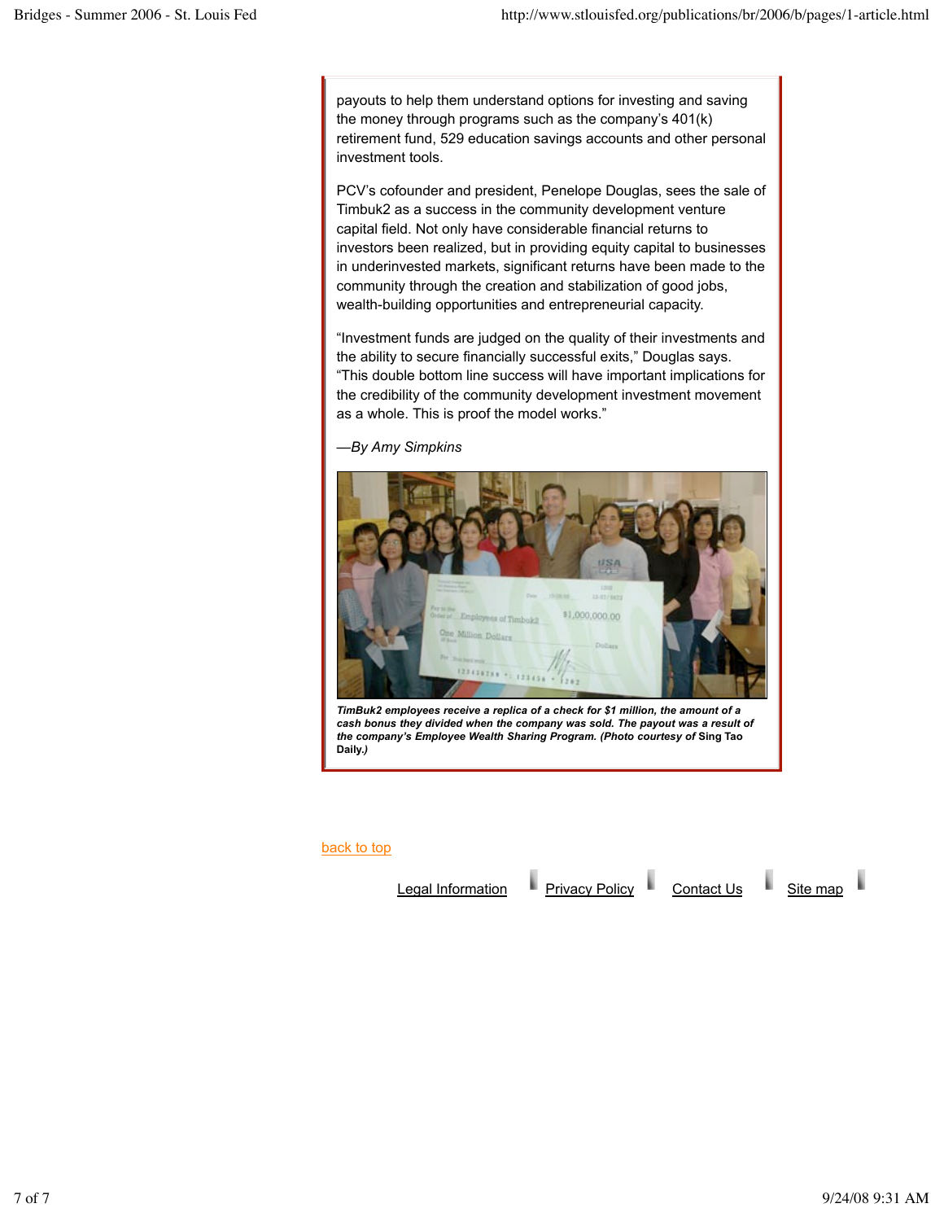payouts to help them understand options for investing and saving the money through programs such as the company's 401(k) retirement fund, 529 education savings accounts and other personal investment tools.

PCV's cofounder and president, Penelope Douglas, sees the sale of Timbuk2 as a success in the community development venture capital field. Not only have considerable financial returns to investors been realized, but in providing equity capital to businesses in underinvested markets, significant returns have been made to the community through the creation and stabilization of good jobs, wealth-building opportunities and entrepreneurial capacity.

"Investment funds are judged on the quality of their investments and the ability to secure financially successful exits," Douglas says. "This double bottom line success will have important implications for the credibility of the community development investment movement as a whole. This is proof the model works."

*—By Amy Simpkins*

***TimBuk2 employees receive a replica of a check for $1 million, the amount of a cash bonus they divided when the company was sold. The payout was a result of the company's Employee Wealth Sharing Program. (Photo courtesy of* Sing Tao Daily.*)***

back to top

Legal Information | Privacy Policy | Contact Us | Site map